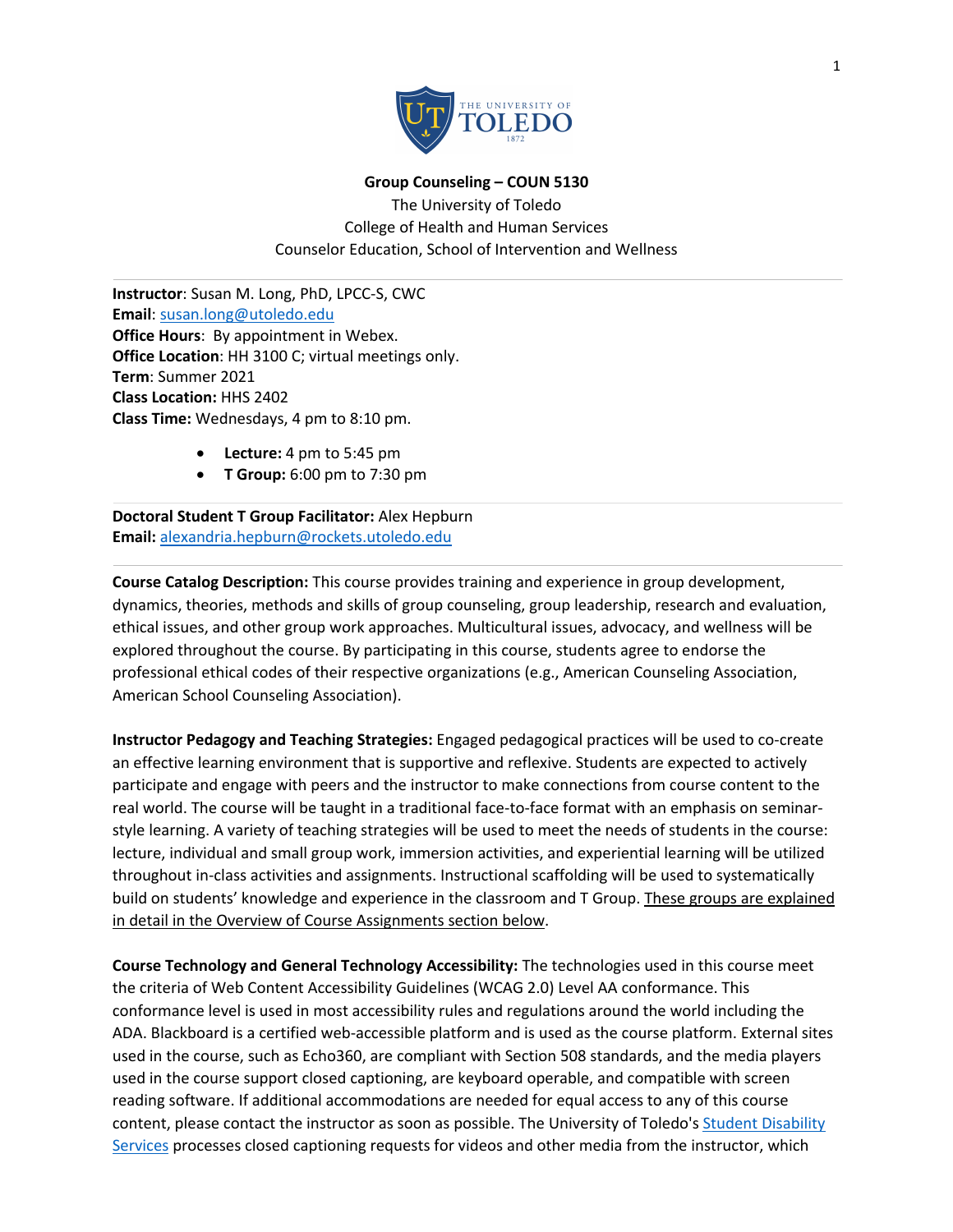**Group Counseling – COUN 5130**

The University of Toledo
College of Health and Human Services
Counselor Education, School of Intervention and Wellness

---

**Instructor**: Susan M. Long, PhD, LPCC-S, CWC
**Email**: susan.long@utoledo.edu
**Office Hours**: By appointment in Webex.
**Office Location**: HH 3100 C; virtual meetings only.
**Term**: Summer 2021
**Class Location:** HHS 2402
**Class Time:** Wednesdays, 4 pm to 8:10 pm.

- **Lecture:** 4 pm to 5:45 pm
- **T Group:** 6:00 pm to 7:30 pm

---

**Doctoral Student T Group Facilitator:** Alex Hepburn
**Email:** alexandria.hepburn@rockets.utoledo.edu

---

**Course Catalog Description:** This course provides training and experience in group development, dynamics, theories, methods and skills of group counseling, group leadership, research and evaluation, ethical issues, and other group work approaches. Multicultural issues, advocacy, and wellness will be explored throughout the course. By participating in this course, students agree to endorse the professional ethical codes of their respective organizations (e.g., American Counseling Association, American School Counseling Association).

**Instructor Pedagogy and Teaching Strategies:** Engaged pedagogical practices will be used to co-create an effective learning environment that is supportive and reflexive. Students are expected to actively participate and engage with peers and the instructor to make connections from course content to the real world. The course will be taught in a traditional face-to-face format with an emphasis on seminar-style learning. A variety of teaching strategies will be used to meet the needs of students in the course: lecture, individual and small group work, immersion activities, and experiential learning will be utilized throughout in-class activities and assignments. Instructional scaffolding will be used to systematically build on students' knowledge and experience in the classroom and T Group. These groups are explained in detail in the Overview of Course Assignments section below.

**Course Technology and General Technology Accessibility:** The technologies used in this course meet the criteria of Web Content Accessibility Guidelines (WCAG 2.0) Level AA conformance. This conformance level is used in most accessibility rules and regulations around the world including the ADA. Blackboard is a certified web-accessible platform and is used as the course platform. External sites used in the course, such as Echo360, are compliant with Section 508 standards, and the media players used in the course support closed captioning, are keyboard operable, and compatible with screen reading software. If additional accommodations are needed for equal access to any of this course content, please contact the instructor as soon as possible. The University of Toledo's Student Disability Services processes closed captioning requests for videos and other media from the instructor, which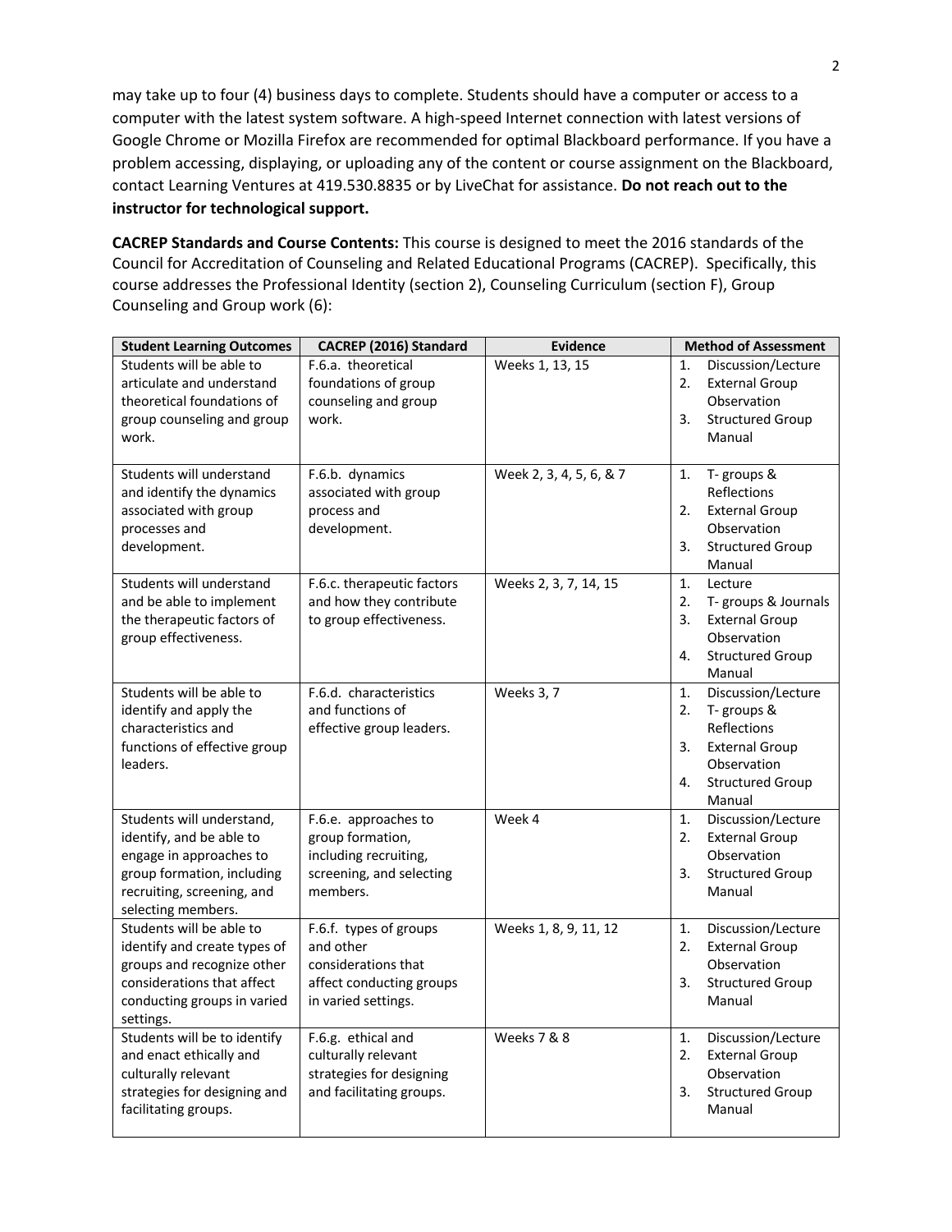may take up to four (4) business days to complete. Students should have a computer or access to a computer with the latest system software. A high-speed Internet connection with latest versions of Google Chrome or Mozilla Firefox are recommended for optimal Blackboard performance. If you have a problem accessing, displaying, or uploading any of the content or course assignment on the Blackboard, contact Learning Ventures at 419.530.8835 or by LiveChat for assistance. **Do not reach out to the instructor for technological support.**

**CACREP Standards and Course Contents:** This course is designed to meet the 2016 standards of the Council for Accreditation of Counseling and Related Educational Programs (CACREP). Specifically, this course addresses the Professional Identity (section 2), Counseling Curriculum (section F), Group Counseling and Group work (6):

| Student Learning Outcomes | CACREP (2016) Standard | Evidence | Method of Assessment |
|---|---|---|---|
| Students will be able to articulate and understand theoretical foundations of group counseling and group work. | F.6.a. theoretical foundations of group counseling and group work. | Weeks 1, 13, 15 | 1. Discussion/Lecture 2. External Group Observation 3. Structured Group Manual |
| Students will understand and identify the dynamics associated with group processes and development. | F.6.b. dynamics associated with group process and development. | Week 2, 3, 4, 5, 6, & 7 | 1. T- groups & Reflections 2. External Group Observation 3. Structured Group Manual |
| Students will understand and be able to implement the therapeutic factors of group effectiveness. | F.6.c. therapeutic factors and how they contribute to group effectiveness. | Weeks 2, 3, 7, 14, 15 | 1. Lecture 2. T- groups & Journals 3. External Group Observation 4. Structured Group Manual |
| Students will be able to identify and apply the characteristics and functions of effective group leaders. | F.6.d. characteristics and functions of effective group leaders. | Weeks 3, 7 | 1. Discussion/Lecture 2. T- groups & Reflections 3. External Group Observation 4. Structured Group Manual |
| Students will understand, identify, and be able to engage in approaches to group formation, including recruiting, screening, and selecting members. | F.6.e. approaches to group formation, including recruiting, screening, and selecting members. | Week 4 | 1. Discussion/Lecture 2. External Group Observation 3. Structured Group Manual |
| Students will be able to identify and create types of groups and recognize other considerations that affect conducting groups in varied settings. | F.6.f. types of groups and other considerations that affect conducting groups in varied settings. | Weeks 1, 8, 9, 11, 12 | 1. Discussion/Lecture 2. External Group Observation 3. Structured Group Manual |
| Students will be to identify and enact ethically and culturally relevant strategies for designing and facilitating groups. | F.6.g. ethical and culturally relevant strategies for designing and facilitating groups. | Weeks 7 & 8 | 1. Discussion/Lecture 2. External Group Observation 3. Structured Group Manual |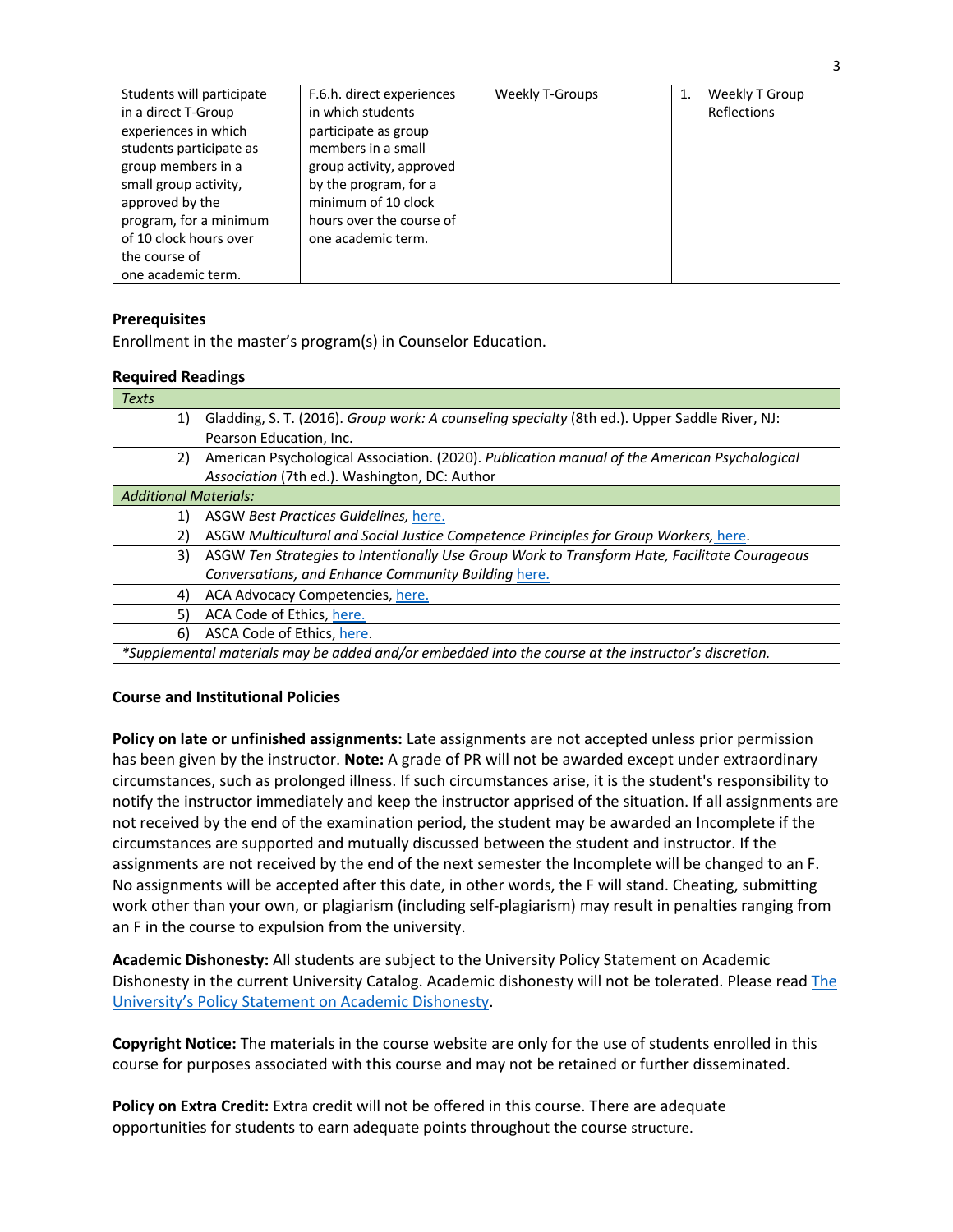| | | | |
|---|---|---|---|
| Students will participate in a direct T-Group experiences in which students participate as group members in a small group activity, approved by the program, for a minimum of 10 clock hours over the course of one academic term. | F.6.h. direct experiences in which students participate as group members in a small group activity, approved by the program, for a minimum of 10 clock hours over the course of one academic term. | Weekly T-Groups | 1. Weekly T Group Reflections |

**Prerequisites**

Enrollment in the master's program(s) in Counselor Education.

**Required Readings**

| *Texts* | |
|---|---|
| 1) | Gladding, S. T. (2016). *Group work: A counseling specialty* (8th ed.). Upper Saddle River, NJ: Pearson Education, Inc. |
| 2) | American Psychological Association. (2020). *Publication manual of the American Psychological Association* (7th ed.). Washington, DC: Author |
| *Additional Materials:* | |
| 1) | ASGW *Best Practices Guidelines,* here. |
| 2) | ASGW *Multicultural and Social Justice Competence Principles for Group Workers,* here. |
| 3) | ASGW *Ten Strategies to Intentionally Use Group Work to Transform Hate, Facilitate Courageous Conversations, and Enhance Community Building* here. |
| 4) | ACA Advocacy Competencies, here. |
| 5) | ACA Code of Ethics, here. |
| 6) | ASCA Code of Ethics, here. |
| *\*Supplemental materials may be added and/or embedded into the course at the instructor's discretion.* | |

**Course and Institutional Policies**

**Policy on late or unfinished assignments:** Late assignments are not accepted unless prior permission has been given by the instructor. **Note:** A grade of PR will not be awarded except under extraordinary circumstances, such as prolonged illness. If such circumstances arise, it is the student's responsibility to notify the instructor immediately and keep the instructor apprised of the situation. If all assignments are not received by the end of the examination period, the student may be awarded an Incomplete if the circumstances are supported and mutually discussed between the student and instructor. If the assignments are not received by the end of the next semester the Incomplete will be changed to an F. No assignments will be accepted after this date, in other words, the F will stand. Cheating, submitting work other than your own, or plagiarism (including self-plagiarism) may result in penalties ranging from an F in the course to expulsion from the university.

**Academic Dishonesty:** All students are subject to the University Policy Statement on Academic Dishonesty in the current University Catalog. Academic dishonesty will not be tolerated. Please read The University's Policy Statement on Academic Dishonesty.

**Copyright Notice:** The materials in the course website are only for the use of students enrolled in this course for purposes associated with this course and may not be retained or further disseminated.

**Policy on Extra Credit:** Extra credit will not be offered in this course. There are adequate opportunities for students to earn adequate points throughout the course structure.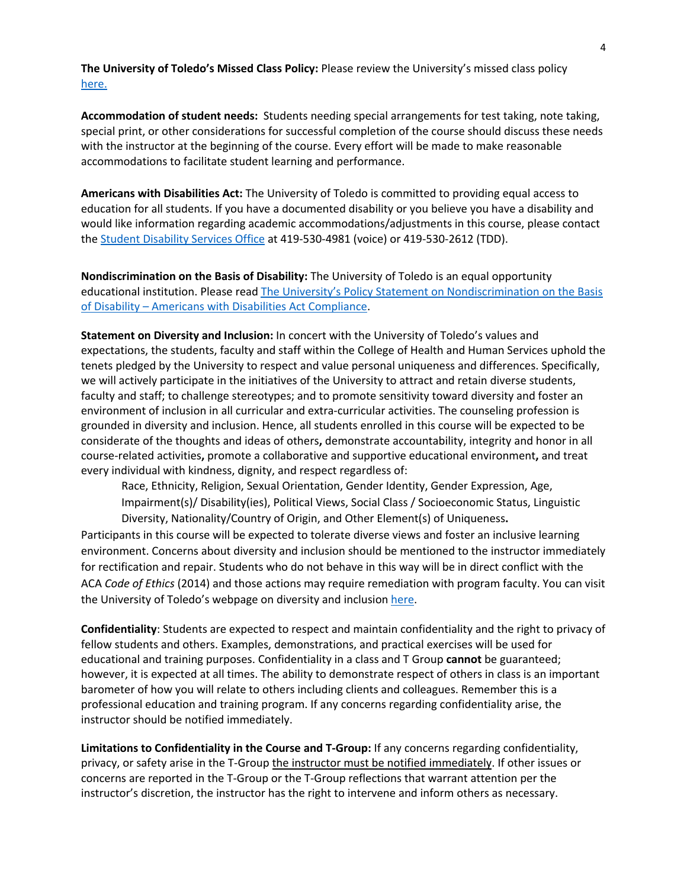**The University of Toledo's Missed Class Policy:** Please review the University's missed class policy [here.](#)

**Accommodation of student needs:** Students needing special arrangements for test taking, note taking, special print, or other considerations for successful completion of the course should discuss these needs with the instructor at the beginning of the course. Every effort will be made to make reasonable accommodations to facilitate student learning and performance.

**Americans with Disabilities Act:** The University of Toledo is committed to providing equal access to education for all students. If you have a documented disability or you believe you have a disability and would like information regarding academic accommodations/adjustments in this course, please contact the [Student Disability Services Office](#) at 419-530-4981 (voice) or 419-530-2612 (TDD).

**Nondiscrimination on the Basis of Disability:** The University of Toledo is an equal opportunity educational institution. Please read [The University's Policy Statement on Nondiscrimination on the Basis of Disability – Americans with Disabilities Act Compliance](#).

**Statement on Diversity and Inclusion:** In concert with the University of Toledo's values and expectations, the students, faculty and staff within the College of Health and Human Services uphold the tenets pledged by the University to respect and value personal uniqueness and differences. Specifically, we will actively participate in the initiatives of the University to attract and retain diverse students, faculty and staff; to challenge stereotypes; and to promote sensitivity toward diversity and foster an environment of inclusion in all curricular and extra-curricular activities. The counseling profession is grounded in diversity and inclusion. Hence, all students enrolled in this course will be expected to be considerate of the thoughts and ideas of others**,** demonstrate accountability, integrity and honor in all course-related activities**,** promote a collaborative and supportive educational environment**,** and treat every individual with kindness, dignity, and respect regardless of:

> Race, Ethnicity, Religion, Sexual Orientation, Gender Identity, Gender Expression, Age, Impairment(s)/ Disability(ies), Political Views, Social Class / Socioeconomic Status, Linguistic Diversity, Nationality/Country of Origin, and Other Element(s) of Uniqueness**.**

Participants in this course will be expected to tolerate diverse views and foster an inclusive learning environment. Concerns about diversity and inclusion should be mentioned to the instructor immediately for rectification and repair. Students who do not behave in this way will be in direct conflict with the ACA *Code of Ethics* (2014) and those actions may require remediation with program faculty. You can visit the University of Toledo's webpage on diversity and inclusion [here](#).

**Confidentiality**: Students are expected to respect and maintain confidentiality and the right to privacy of fellow students and others. Examples, demonstrations, and practical exercises will be used for educational and training purposes. Confidentiality in a class and T Group **cannot** be guaranteed; however, it is expected at all times. The ability to demonstrate respect of others in class is an important barometer of how you will relate to others including clients and colleagues. Remember this is a professional education and training program. If any concerns regarding confidentiality arise, the instructor should be notified immediately.

**Limitations to Confidentiality in the Course and T-Group:** If any concerns regarding confidentiality, privacy, or safety arise in the T-Group the instructor must be notified immediately. If other issues or concerns are reported in the T-Group or the T-Group reflections that warrant attention per the instructor's discretion, the instructor has the right to intervene and inform others as necessary.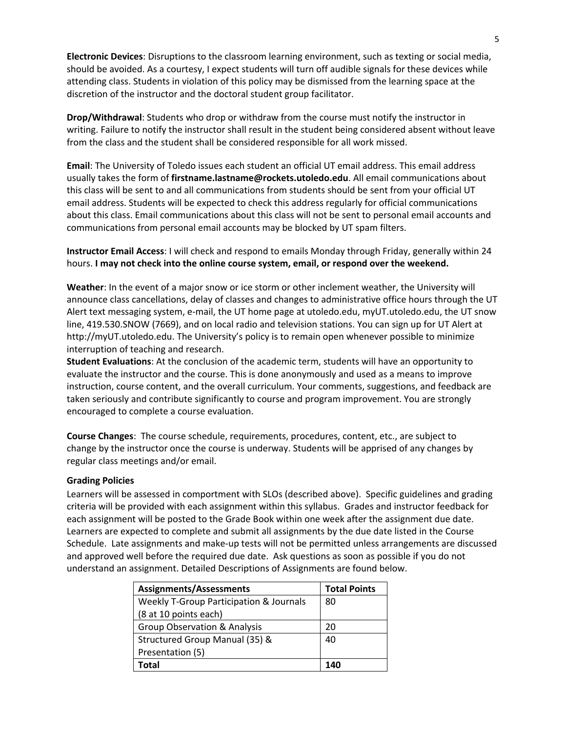**Electronic Devices**: Disruptions to the classroom learning environment, such as texting or social media, should be avoided. As a courtesy, I expect students will turn off audible signals for these devices while attending class. Students in violation of this policy may be dismissed from the learning space at the discretion of the instructor and the doctoral student group facilitator.

**Drop/Withdrawal**: Students who drop or withdraw from the course must notify the instructor in writing. Failure to notify the instructor shall result in the student being considered absent without leave from the class and the student shall be considered responsible for all work missed.

**Email**: The University of Toledo issues each student an official UT email address. This email address usually takes the form of **firstname.lastname@rockets.utoledo.edu**. All email communications about this class will be sent to and all communications from students should be sent from your official UT email address. Students will be expected to check this address regularly for official communications about this class. Email communications about this class will not be sent to personal email accounts and communications from personal email accounts may be blocked by UT spam filters.

**Instructor Email Access**: I will check and respond to emails Monday through Friday, generally within 24 hours. **I may not check into the online course system, email, or respond over the weekend.**

**Weather**: In the event of a major snow or ice storm or other inclement weather, the University will announce class cancellations, delay of classes and changes to administrative office hours through the UT Alert text messaging system, e-mail, the UT home page at utoledo.edu, myUT.utoledo.edu, the UT snow line, 419.530.SNOW (7669), and on local radio and television stations. You can sign up for UT Alert at http://myUT.utoledo.edu. The University's policy is to remain open whenever possible to minimize interruption of teaching and research.

**Student Evaluations**: At the conclusion of the academic term, students will have an opportunity to evaluate the instructor and the course. This is done anonymously and used as a means to improve instruction, course content, and the overall curriculum. Your comments, suggestions, and feedback are taken seriously and contribute significantly to course and program improvement. You are strongly encouraged to complete a course evaluation.

**Course Changes**: The course schedule, requirements, procedures, content, etc., are subject to change by the instructor once the course is underway. Students will be apprised of any changes by regular class meetings and/or email.

**Grading Policies**

Learners will be assessed in comportment with SLOs (described above). Specific guidelines and grading criteria will be provided with each assignment within this syllabus. Grades and instructor feedback for each assignment will be posted to the Grade Book within one week after the assignment due date. Learners are expected to complete and submit all assignments by the due date listed in the Course Schedule. Late assignments and make-up tests will not be permitted unless arrangements are discussed and approved well before the required due date. Ask questions as soon as possible if you do not understand an assignment. Detailed Descriptions of Assignments are found below.

| Assignments/Assessments | Total Points |
|---|---|
| Weekly T-Group Participation & Journals (8 at 10 points each) | 80 |
| Group Observation & Analysis | 20 |
| Structured Group Manual (35) & Presentation (5) | 40 |
| **Total** | **140** |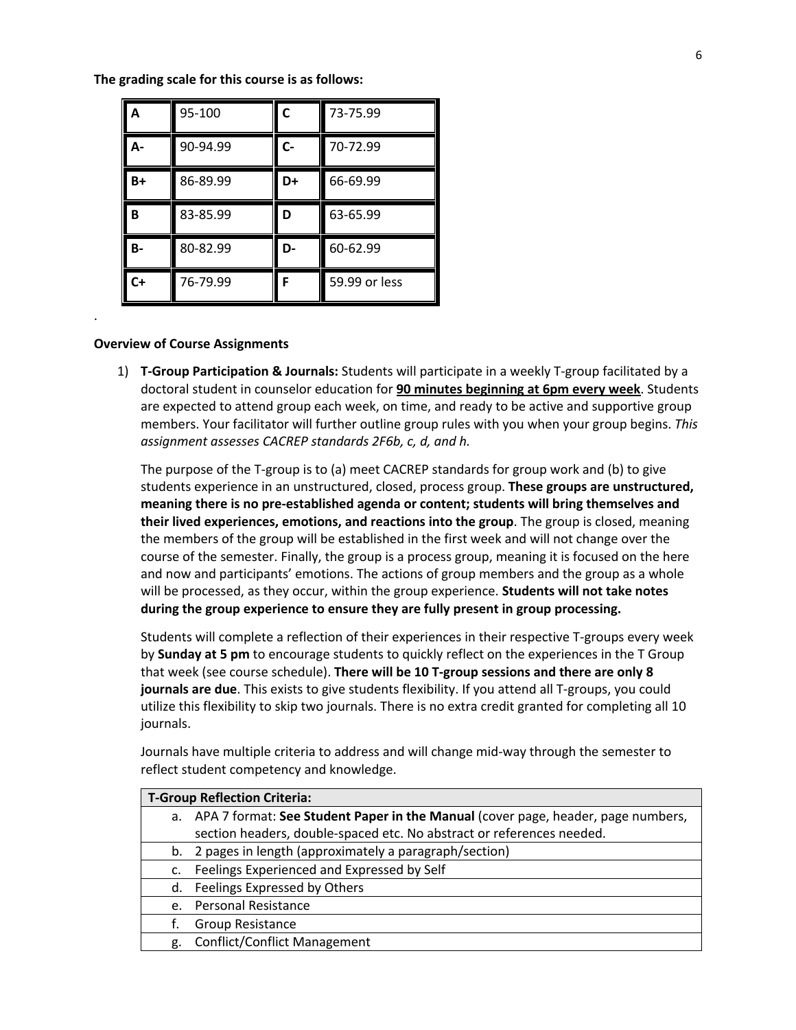**The grading scale for this course is as follows:**

| **A** | 95-100 | **C** | 73-75.99 |
|---|---|---|---|
| **A-** | 90-94.99 | **C-** | 70-72.99 |
| **B+** | 86-89.99 | **D+** | 66-69.99 |
| **B** | 83-85.99 | **D** | 63-65.99 |
| **B-** | 80-82.99 | **D-** | 60-62.99 |
| **C+** | 76-79.99 | **F** | 59.99 or less |

.

**Overview of Course Assignments**

1) **T-Group Participation & Journals:** Students will participate in a weekly T-group facilitated by a doctoral student in counselor education for **90 minutes beginning at 6pm every week**. Students are expected to attend group each week, on time, and ready to be active and supportive group members. Your facilitator will further outline group rules with you when your group begins. *This assignment assesses CACREP standards 2F6b, c, d, and h.*

   The purpose of the T-group is to (a) meet CACREP standards for group work and (b) to give students experience in an unstructured, closed, process group. **These groups are unstructured, meaning there is no pre-established agenda or content; students will bring themselves and their lived experiences, emotions, and reactions into the group**. The group is closed, meaning the members of the group will be established in the first week and will not change over the course of the semester. Finally, the group is a process group, meaning it is focused on the here and now and participants' emotions. The actions of group members and the group as a whole will be processed, as they occur, within the group experience. **Students will not take notes during the group experience to ensure they are fully present in group processing.**

   Students will complete a reflection of their experiences in their respective T-groups every week by **Sunday at 5 pm** to encourage students to quickly reflect on the experiences in the T Group that week (see course schedule). **There will be 10 T-group sessions and there are only 8 journals are due**. This exists to give students flexibility. If you attend all T-groups, you could utilize this flexibility to skip two journals. There is no extra credit granted for completing all 10 journals.

   Journals have multiple criteria to address and will change mid-way through the semester to reflect student competency and knowledge.

| **T-Group Reflection Criteria:** |
|---|
| a. APA 7 format: **See Student Paper in the Manual** (cover page, header, page numbers, section headers, double-spaced etc. No abstract or references needed. |
| b. 2 pages in length (approximately a paragraph/section) |
| c. Feelings Experienced and Expressed by Self |
| d. Feelings Expressed by Others |
| e. Personal Resistance |
| f. Group Resistance |
| g. Conflict/Conflict Management |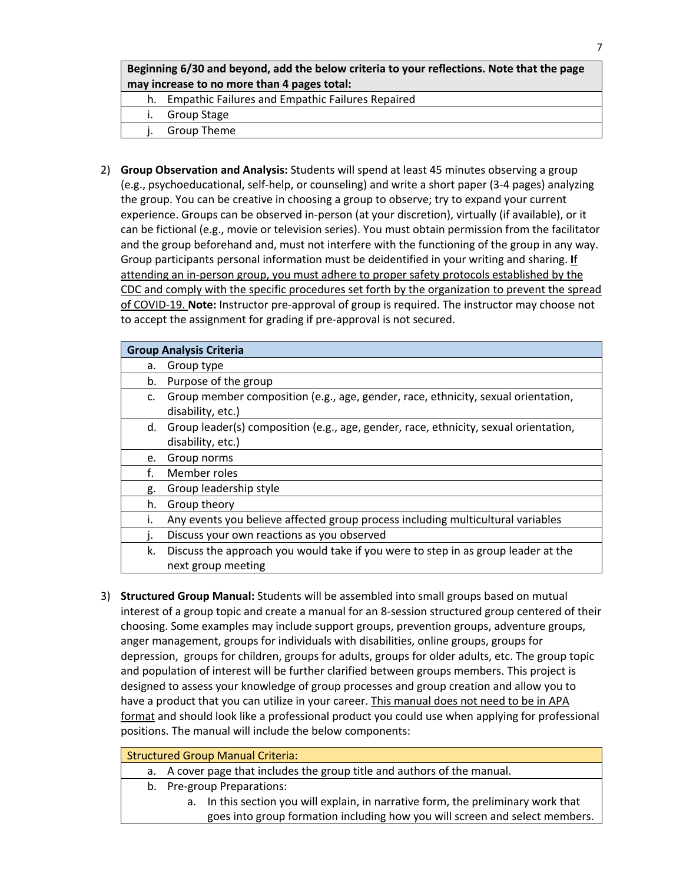| Beginning 6/30 and beyond, add the below criteria to your reflections. Note that the page may increase to no more than 4 pages total: |
| --- |
| h. Empathic Failures and Empathic Failures Repaired |
| i. Group Stage |
| j. Group Theme |

2) **Group Observation and Analysis:** Students will spend at least 45 minutes observing a group (e.g., psychoeducational, self-help, or counseling) and write a short paper (3-4 pages) analyzing the group. You can be creative in choosing a group to observe; try to expand your current experience. Groups can be observed in-person (at your discretion), virtually (if available), or it can be fictional (e.g., movie or television series). You must obtain permission from the facilitator and the group beforehand and, must not interfere with the functioning of the group in any way. Group participants personal information must be deidentified in your writing and sharing. <u>If attending an in-person group, you must adhere to proper safety protocols established by the CDC and comply with the specific procedures set forth by the organization to prevent the spread of COVID-19.</u> **Note:** Instructor pre-approval of group is required. The instructor may choose not to accept the assignment for grading if pre-approval is not secured.

| Group Analysis Criteria |
| --- |
| a. Group type |
| b. Purpose of the group |
| c. Group member composition (e.g., age, gender, race, ethnicity, sexual orientation, disability, etc.) |
| d. Group leader(s) composition (e.g., age, gender, race, ethnicity, sexual orientation, disability, etc.) |
| e. Group norms |
| f. Member roles |
| g. Group leadership style |
| h. Group theory |
| i. Any events you believe affected group process including multicultural variables |
| j. Discuss your own reactions as you observed |
| k. Discuss the approach you would take if you were to step in as group leader at the next group meeting |

3) **Structured Group Manual:** Students will be assembled into small groups based on mutual interest of a group topic and create a manual for an 8-session structured group centered of their choosing. Some examples may include support groups, prevention groups, adventure groups, anger management, groups for individuals with disabilities, online groups, groups for depression, groups for children, groups for adults, groups for older adults, etc. The group topic and population of interest will be further clarified between groups members. This project is designed to assess your knowledge of group processes and group creation and allow you to have a product that you can utilize in your career. <u>This manual does not need to be in APA format</u> and should look like a professional product you could use when applying for professional positions. The manual will include the below components:

| Structured Group Manual Criteria: |
| --- |
| a. A cover page that includes the group title and authors of the manual. |
| b. Pre-group Preparations: <br> a. In this section you will explain, in narrative form, the preliminary work that goes into group formation including how you will screen and select members. |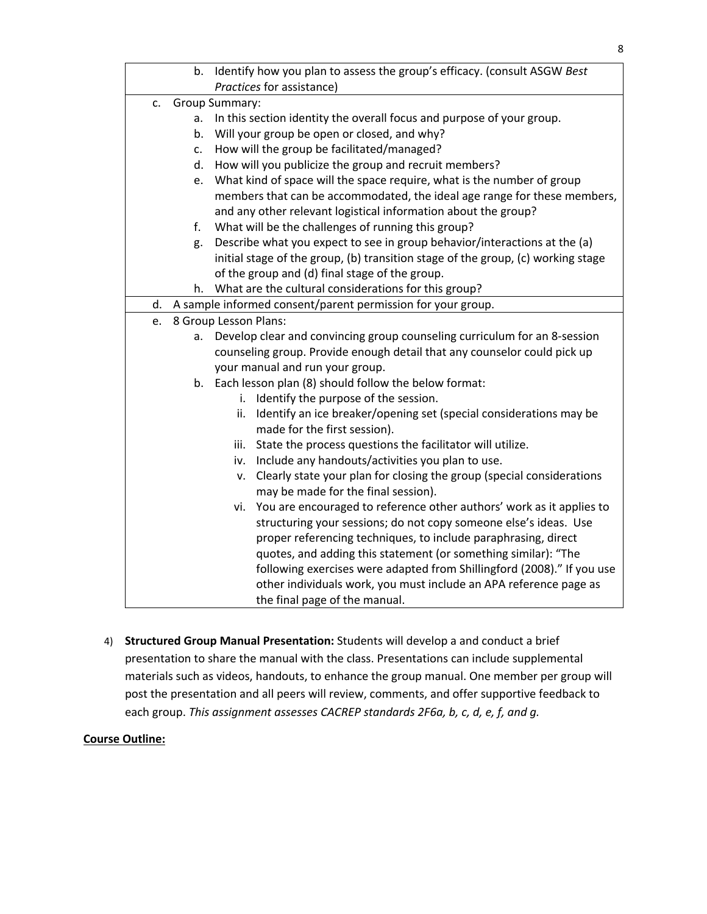| |
|---|
| b. Identify how you plan to assess the group's efficacy. (consult ASGW *Best Practices* for assistance) |
| c. Group Summary:<br>a. In this section identity the overall focus and purpose of your group.<br>b. Will your group be open or closed, and why?<br>c. How will the group be facilitated/managed?<br>d. How will you publicize the group and recruit members?<br>e. What kind of space will the space require, what is the number of group members that can be accommodated, the ideal age range for these members, and any other relevant logistical information about the group?<br>f. What will be the challenges of running this group?<br>g. Describe what you expect to see in group behavior/interactions at the (a) initial stage of the group, (b) transition stage of the group, (c) working stage of the group and (d) final stage of the group.<br>h. What are the cultural considerations for this group? |
| d. A sample informed consent/parent permission for your group. |
| e. 8 Group Lesson Plans:<br>a. Develop clear and convincing group counseling curriculum for an 8-session counseling group. Provide enough detail that any counselor could pick up your manual and run your group.<br>b. Each lesson plan (8) should follow the below format:<br>i. Identify the purpose of the session.<br>ii. Identify an ice breaker/opening set (special considerations may be made for the first session).<br>iii. State the process questions the facilitator will utilize.<br>iv. Include any handouts/activities you plan to use.<br>v. Clearly state your plan for closing the group (special considerations may be made for the final session).<br>vi. You are encouraged to reference other authors' work as it applies to structuring your sessions; do not copy someone else's ideas. Use proper referencing techniques, to include paraphrasing, direct quotes, and adding this statement (or something similar): "The following exercises were adapted from Shillingford (2008)." If you use other individuals work, you must include an APA reference page as the final page of the manual. |

4) **Structured Group Manual Presentation:** Students will develop a and conduct a brief presentation to share the manual with the class. Presentations can include supplemental materials such as videos, handouts, to enhance the group manual. One member per group will post the presentation and all peers will review, comments, and offer supportive feedback to each group. *This assignment assesses CACREP standards 2F6a, b, c, d, e, f, and g.*

**Course Outline:**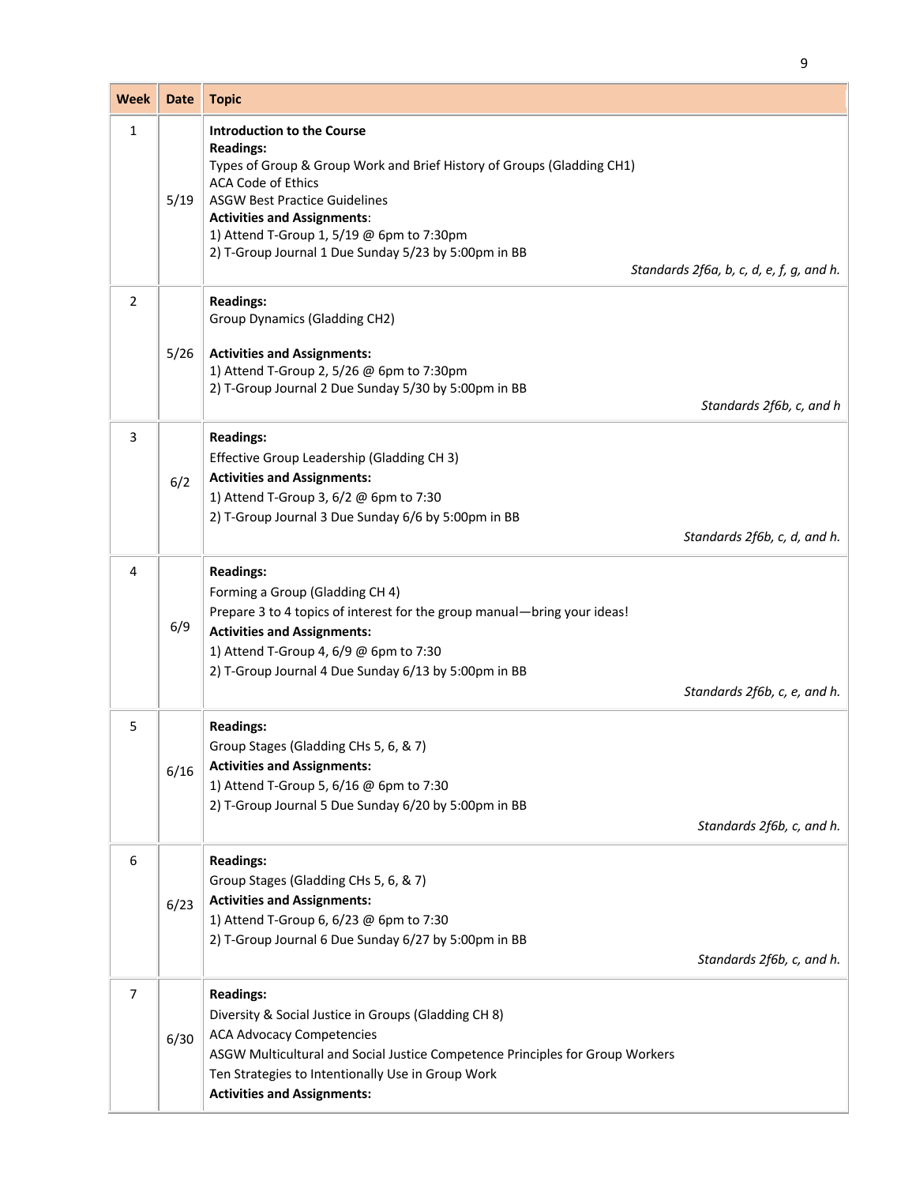| Week | Date | Topic |
|---|---|---|
| 1 | 5/19 | **Introduction to the Course**<br>**Readings:**<br>Types of Group & Group Work and Brief History of Groups (Gladding CH1)<br>ACA Code of Ethics<br>ASGW Best Practice Guidelines<br>**Activities and Assignments**:<br>1) Attend T-Group 1, 5/19 @ 6pm to 7:30pm<br>2) T-Group Journal 1 Due Sunday 5/23 by 5:00pm in BB<br>*Standards 2f6a, b, c, d, e, f, g, and h.* |
| 2 | 5/26 | **Readings:**<br>Group Dynamics (Gladding CH2)<br>**Activities and Assignments:**<br>1) Attend T-Group 2, 5/26 @ 6pm to 7:30pm<br>2) T-Group Journal 2 Due Sunday 5/30 by 5:00pm in BB<br>*Standards 2f6b, c, and h* |
| 3 | 6/2 | **Readings:**<br>Effective Group Leadership (Gladding CH 3)<br>**Activities and Assignments:**<br>1) Attend T-Group 3, 6/2 @ 6pm to 7:30<br>2) T-Group Journal 3 Due Sunday 6/6 by 5:00pm in BB<br>*Standards 2f6b, c, d, and h.* |
| 4 | 6/9 | **Readings:**<br>Forming a Group (Gladding CH 4)<br>Prepare 3 to 4 topics of interest for the group manual—bring your ideas!<br>**Activities and Assignments:**<br>1) Attend T-Group 4, 6/9 @ 6pm to 7:30<br>2) T-Group Journal 4 Due Sunday 6/13 by 5:00pm in BB<br>*Standards 2f6b, c, e, and h.* |
| 5 | 6/16 | **Readings:**<br>Group Stages (Gladding CHs 5, 6, & 7)<br>**Activities and Assignments:**<br>1) Attend T-Group 5, 6/16 @ 6pm to 7:30<br>2) T-Group Journal 5 Due Sunday 6/20 by 5:00pm in BB<br>*Standards 2f6b, c, and h.* |
| 6 | 6/23 | **Readings:**<br>Group Stages (Gladding CHs 5, 6, & 7)<br>**Activities and Assignments:**<br>1) Attend T-Group 6, 6/23 @ 6pm to 7:30<br>2) T-Group Journal 6 Due Sunday 6/27 by 5:00pm in BB<br>*Standards 2f6b, c, and h.* |
| 7 | 6/30 | **Readings:**<br>Diversity & Social Justice in Groups (Gladding CH 8)<br>ACA Advocacy Competencies<br>ASGW Multicultural and Social Justice Competence Principles for Group Workers<br>Ten Strategies to Intentionally Use in Group Work<br>**Activities and Assignments:** |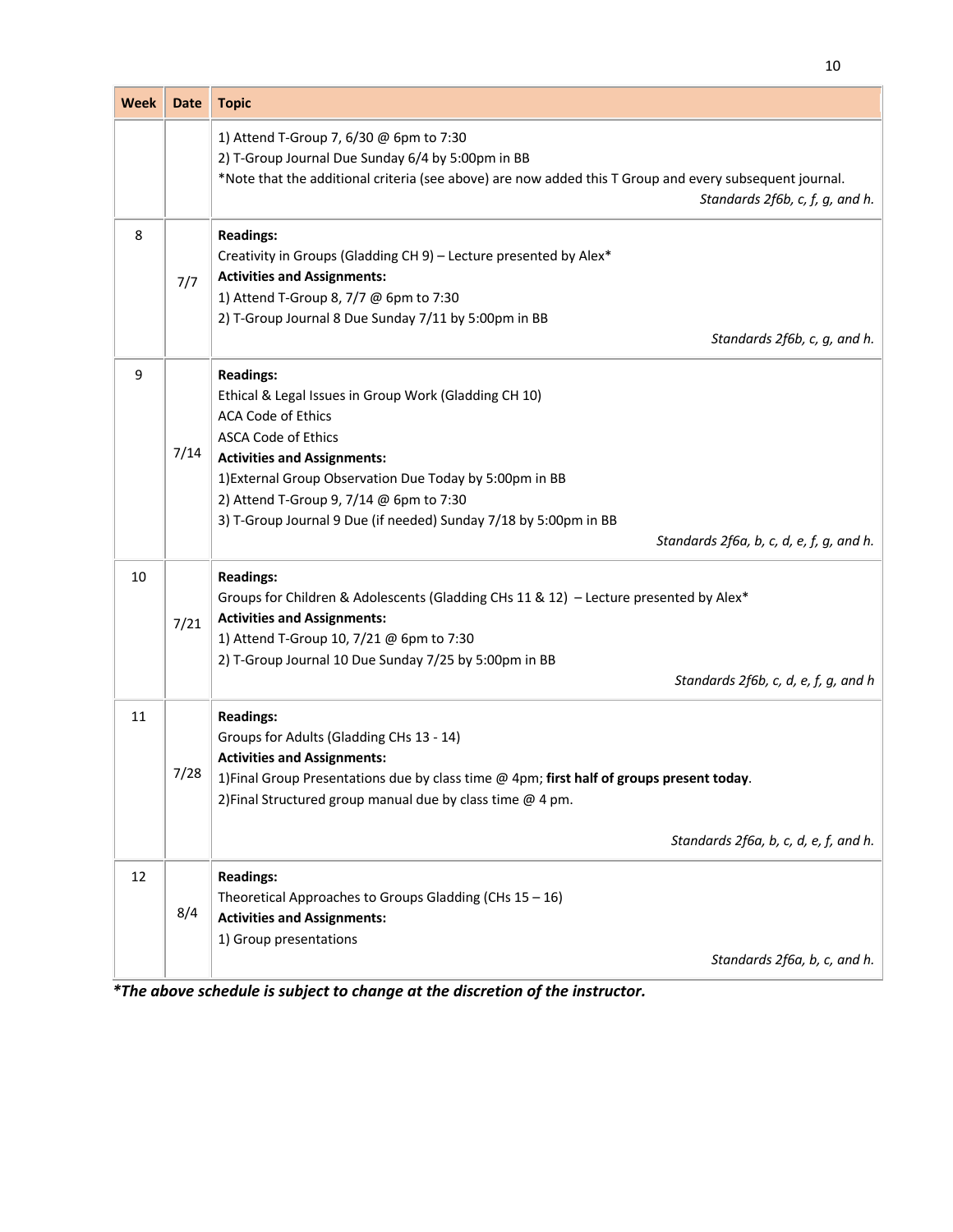| Week | Date | Topic |
|---|---|---|
| | | 1) Attend T-Group 7, 6/30 @ 6pm to 7:30<br>2) T-Group Journal Due Sunday 6/4 by 5:00pm in BB<br>*Note that the additional criteria (see above) are now added this T Group and every subsequent journal.<br>*Standards 2f6b, c, f, g, and h.* |
| 8 | 7/7 | **Readings:**<br>Creativity in Groups (Gladding CH 9) – Lecture presented by Alex*<br>**Activities and Assignments:**<br>1) Attend T-Group 8, 7/7 @ 6pm to 7:30<br>2) T-Group Journal 8 Due Sunday 7/11 by 5:00pm in BB<br>*Standards 2f6b, c, g, and h.* |
| 9 | 7/14 | **Readings:**<br>Ethical & Legal Issues in Group Work (Gladding CH 10)<br>ACA Code of Ethics<br>ASCA Code of Ethics<br>**Activities and Assignments:**<br>1)External Group Observation Due Today by 5:00pm in BB<br>2) Attend T-Group 9, 7/14 @ 6pm to 7:30<br>3) T-Group Journal 9 Due (if needed) Sunday 7/18 by 5:00pm in BB<br>*Standards 2f6a, b, c, d, e, f, g, and h.* |
| 10 | 7/21 | **Readings:**<br>Groups for Children & Adolescents (Gladding CHs 11 & 12) – Lecture presented by Alex*<br>**Activities and Assignments:**<br>1) Attend T-Group 10, 7/21 @ 6pm to 7:30<br>2) T-Group Journal 10 Due Sunday 7/25 by 5:00pm in BB<br>*Standards 2f6b, c, d, e, f, g, and h* |
| 11 | 7/28 | **Readings:**<br>Groups for Adults (Gladding CHs 13 - 14)<br>**Activities and Assignments:**<br>1)Final Group Presentations due by class time @ 4pm; **first half of groups present today**.<br>2)Final Structured group manual due by class time @ 4 pm.<br>*Standards 2f6a, b, c, d, e, f, and h.* |
| 12 | 8/4 | **Readings:**<br>Theoretical Approaches to Groups Gladding (CHs 15 – 16)<br>**Activities and Assignments:**<br>1) Group presentations<br>*Standards 2f6a, b, c, and h.* |

***The above schedule is subject to change at the discretion of the instructor.***